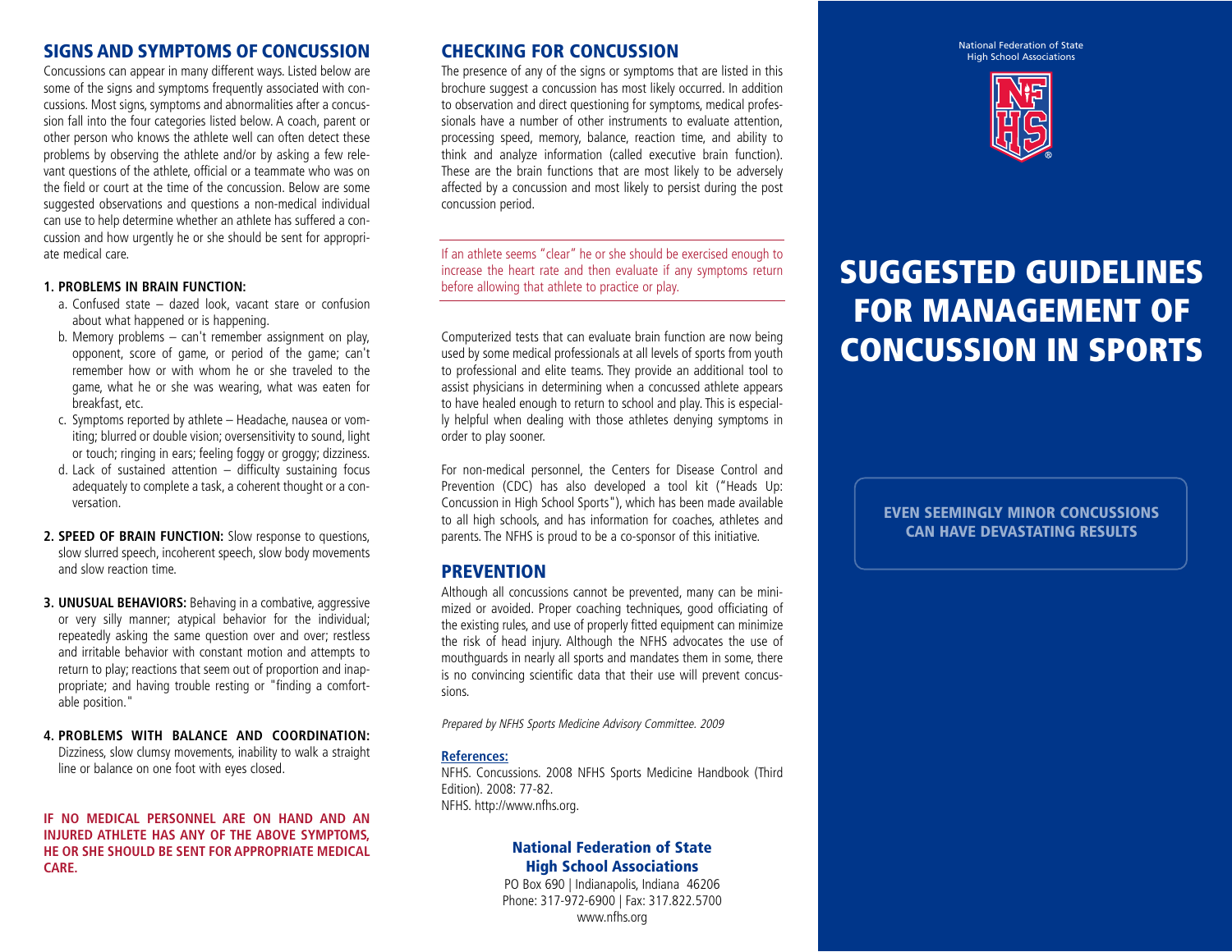## SIGNS AND SYMPTOMS OF CONCUSSION

Concussions can appear in many different ways. Listed below are some of the signs and symptoms frequently associated with concussions. Most signs, symptoms and abnormalities after a concussion fall into the four categories listed below. A coach, parent or other person who knows the athlete well can often detect these problems by observing the athlete and/or by asking a few relevant questions of the athlete, official or a teammate who was on the field or court at the time of the concussion. Below are some suggested observations and questions a non-medical individual can use to help determine whether an athlete has suffered a concussion and how urgently he or she should be sent for appropriate medical care.

**1. PROBLEMS IN BRAIN FUNCTION:**

a. Confused state – dazed look, vacant stare or confusion about what happened or is happening.

b. Memory problems – can't remember assignment on play, opponent, score of game, or period of the game; can't remember how or with whom he or she traveled to the game, what he or she was wearing, what was eaten for breakfast, etc.

c. Symptoms reported by athlete – Headache, nausea or vomiting; blurred or double vision; oversensitivity to sound, light or touch; ringing in ears; feeling foggy or groggy; dizziness.

d. Lack of sustained attention – difficulty sustaining focus adequately to complete a task, a coherent thought or a conversation.

**2. SPEED OF BRAIN FUNCTION:** Slow response to questions, slow slurred speech, incoherent speech, slow body movements and slow reaction time.

**3. UNUSUAL BEHAVIORS:** Behaving in a combative, aggressive or very silly manner; atypical behavior for the individual; repeatedly asking the same question over and over; restless and irritable behavior with constant motion and attempts to return to play; reactions that seem out of proportion and inappropriate; and having trouble resting or "finding a comfortable position."

**4. PROBLEMS WITH BALANCE AND COORDINATION:** Dizziness, slow clumsy movements, inability to walk a straight line or balance on one foot with eyes closed.

**IF NO MEDICAL PERSONNEL ARE ON HAND AND AN INJURED ATHLETE HAS ANY OF THE ABOVE SYMPTOMS, HE OR SHE SHOULD BE SENT FOR APPROPRIATE MEDICAL CARE.**

## CHECKING FOR CONCUSSION

The presence of any of the signs or symptoms that are listed in this brochure suggest a concussion has most likely occurred. In addition to observation and direct questioning for symptoms, medical professionals have a number of other instruments to evaluate attention, processing speed, memory, balance, reaction time, and ability to think and analyze information (called executive brain function). These are the brain functions that are most likely to be adversely affected by a concussion and most likely to persist during the post concussion period.

If an athlete seems "clear" he or she should be exercised enough to increase the heart rate and then evaluate if any symptoms return before allowing that athlete to practice or play.

Computerized tests that can evaluate brain function are now being used by some medical professionals at all levels of sports from youth to professional and elite teams. They provide an additional tool to assist physicians in determining when a concussed athlete appears to have healed enough to return to school and play. This is especially helpful when dealing with those athletes denying symptoms in order to play sooner.

For non-medical personnel, the Centers for Disease Control and Prevention (CDC) has also developed a tool kit ("Heads Up: Concussion in High School Sports"), which has been made available to all high schools, and has information for coaches, athletes and parents. The NFHS is proud to be a co-sponsor of this initiative.

## PREVENTION

Although all concussions cannot be prevented, many can be minimized or avoided. Proper coaching techniques, good officiating of the existing rules, and use of properly fitted equipment can minimize the risk of head injury. Although the NFHS advocates the use of mouthguards in nearly all sports and mandates them in some, there is no convincing scientific data that their use will prevent concussions.

*Prepared by NFHS Sports Medicine Advisory Committee. 2009*

**References:**

NFHS. Concussions. 2008 NFHS Sports Medicine Handbook (Third Edition). 2008: 77-82.

NFHS. http://www.nfhs.org.

**National Federation of State High School Associations**

PO Box 690 | Indianapolis, Indiana 46206
Phone: 317-972-6900 | Fax: 317.822.5700
www.nfhs.org

National Federation of State High School Associations

# SUGGESTED GUIDELINES FOR MANAGEMENT OF CONCUSSION IN SPORTS

**EVEN SEEMINGLY MINOR CONCUSSIONS CAN HAVE DEVASTATING RESULTS**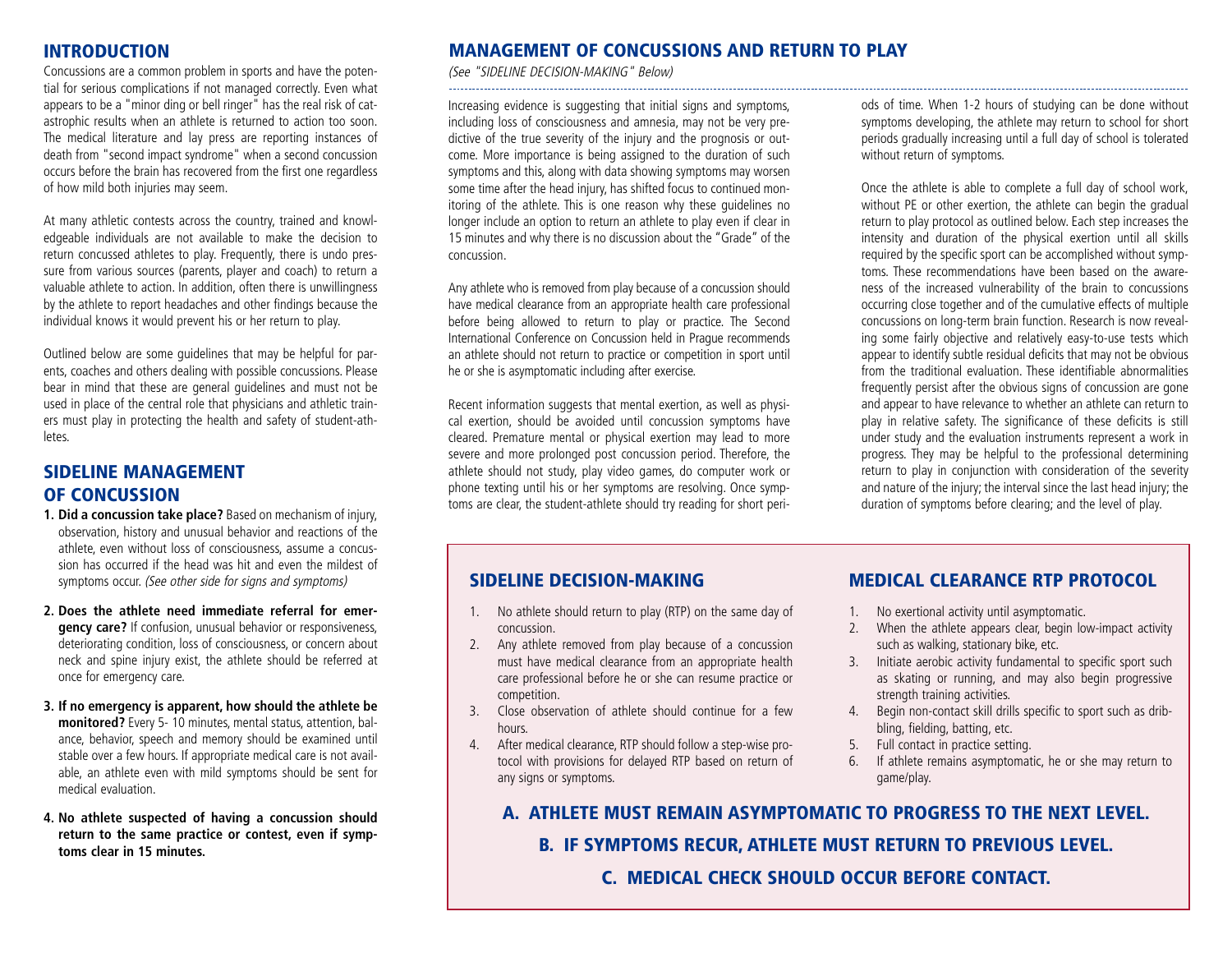## INTRODUCTION

Concussions are a common problem in sports and have the potential for serious complications if not managed correctly. Even what appears to be a "minor ding or bell ringer" has the real risk of catastrophic results when an athlete is returned to action too soon. The medical literature and lay press are reporting instances of death from "second impact syndrome" when a second concussion occurs before the brain has recovered from the first one regardless of how mild both injuries may seem.

At many athletic contests across the country, trained and knowledgeable individuals are not available to make the decision to return concussed athletes to play. Frequently, there is undo pressure from various sources (parents, player and coach) to return a valuable athlete to action. In addition, often there is unwillingness by the athlete to report headaches and other findings because the individual knows it would prevent his or her return to play.

Outlined below are some guidelines that may be helpful for parents, coaches and others dealing with possible concussions. Please bear in mind that these are general guidelines and must not be used in place of the central role that physicians and athletic trainers must play in protecting the health and safety of student-athletes.

## SIDELINE MANAGEMENT OF CONCUSSION

1. **Did a concussion take place?** Based on mechanism of injury, observation, history and unusual behavior and reactions of the athlete, even without loss of consciousness, assume a concussion has occurred if the head was hit and even the mildest of symptoms occur. *(See other side for signs and symptoms)*
2. **Does the athlete need immediate referral for emergency care?** If confusion, unusual behavior or responsiveness, deteriorating condition, loss of consciousness, or concern about neck and spine injury exist, the athlete should be referred at once for emergency care.
3. **If no emergency is apparent, how should the athlete be monitored?** Every 5- 10 minutes, mental status, attention, balance, behavior, speech and memory should be examined until stable over a few hours. If appropriate medical care is not available, an athlete even with mild symptoms should be sent for medical evaluation.
4. **No athlete suspected of having a concussion should return to the same practice or contest, even if symptoms clear in 15 minutes.**

## MANAGEMENT OF CONCUSSIONS AND RETURN TO PLAY

*(See "SIDELINE DECISION-MAKING" Below)*

Increasing evidence is suggesting that initial signs and symptoms, including loss of consciousness and amnesia, may not be very predictive of the true severity of the injury and the prognosis or outcome. More importance is being assigned to the duration of such symptoms and this, along with data showing symptoms may worsen some time after the head injury, has shifted focus to continued monitoring of the athlete. This is one reason why these guidelines no longer include an option to return an athlete to play even if clear in 15 minutes and why there is no discussion about the "Grade" of the concussion.

Any athlete who is removed from play because of a concussion should have medical clearance from an appropriate health care professional before being allowed to return to play or practice. The Second International Conference on Concussion held in Prague recommends an athlete should not return to practice or competition in sport until he or she is asymptomatic including after exercise.

Recent information suggests that mental exertion, as well as physical exertion, should be avoided until concussion symptoms have cleared. Premature mental or physical exertion may lead to more severe and more prolonged post concussion period. Therefore, the athlete should not study, play video games, do computer work or phone texting until his or her symptoms are resolving. Once symptoms are clear, the student-athlete should try reading for short periods of time. When 1-2 hours of studying can be done without symptoms developing, the athlete may return to school for short periods gradually increasing until a full day of school is tolerated without return of symptoms.

Once the athlete is able to complete a full day of school work, without PE or other exertion, the athlete can begin the gradual return to play protocol as outlined below. Each step increases the intensity and duration of the physical exertion until all skills required by the specific sport can be accomplished without symptoms. These recommendations have been based on the awareness of the increased vulnerability of the brain to concussions occurring close together and of the cumulative effects of multiple concussions on long-term brain function. Research is now revealing some fairly objective and relatively easy-to-use tests which appear to identify subtle residual deficits that may not be obvious from the traditional evaluation. These identifiable abnormalities frequently persist after the obvious signs of concussion are gone and appear to have relevance to whether an athlete can return to play in relative safety. The significance of these deficits is still under study and the evaluation instruments represent a work in progress. They may be helpful to the professional determining return to play in conjunction with consideration of the severity and nature of the injury; the interval since the last head injury; the duration of symptoms before clearing; and the level of play.

## SIDELINE DECISION-MAKING

1. No athlete should return to play (RTP) on the same day of concussion.
2. Any athlete removed from play because of a concussion must have medical clearance from an appropriate health care professional before he or she can resume practice or competition.
3. Close observation of athlete should continue for a few hours.
4. After medical clearance, RTP should follow a step-wise protocol with provisions for delayed RTP based on return of any signs or symptoms.

## MEDICAL CLEARANCE RTP PROTOCOL

1. No exertional activity until asymptomatic.
2. When the athlete appears clear, begin low-impact activity such as walking, stationary bike, etc.
3. Initiate aerobic activity fundamental to specific sport such as skating or running, and may also begin progressive strength training activities.
4. Begin non-contact skill drills specific to sport such as dribbling, fielding, batting, etc.
5. Full contact in practice setting.
6. If athlete remains asymptomatic, he or she may return to game/play.

**A. ATHLETE MUST REMAIN ASYMPTOMATIC TO PROGRESS TO THE NEXT LEVEL.**

**B. IF SYMPTOMS RECUR, ATHLETE MUST RETURN TO PREVIOUS LEVEL.**

**C. MEDICAL CHECK SHOULD OCCUR BEFORE CONTACT.**